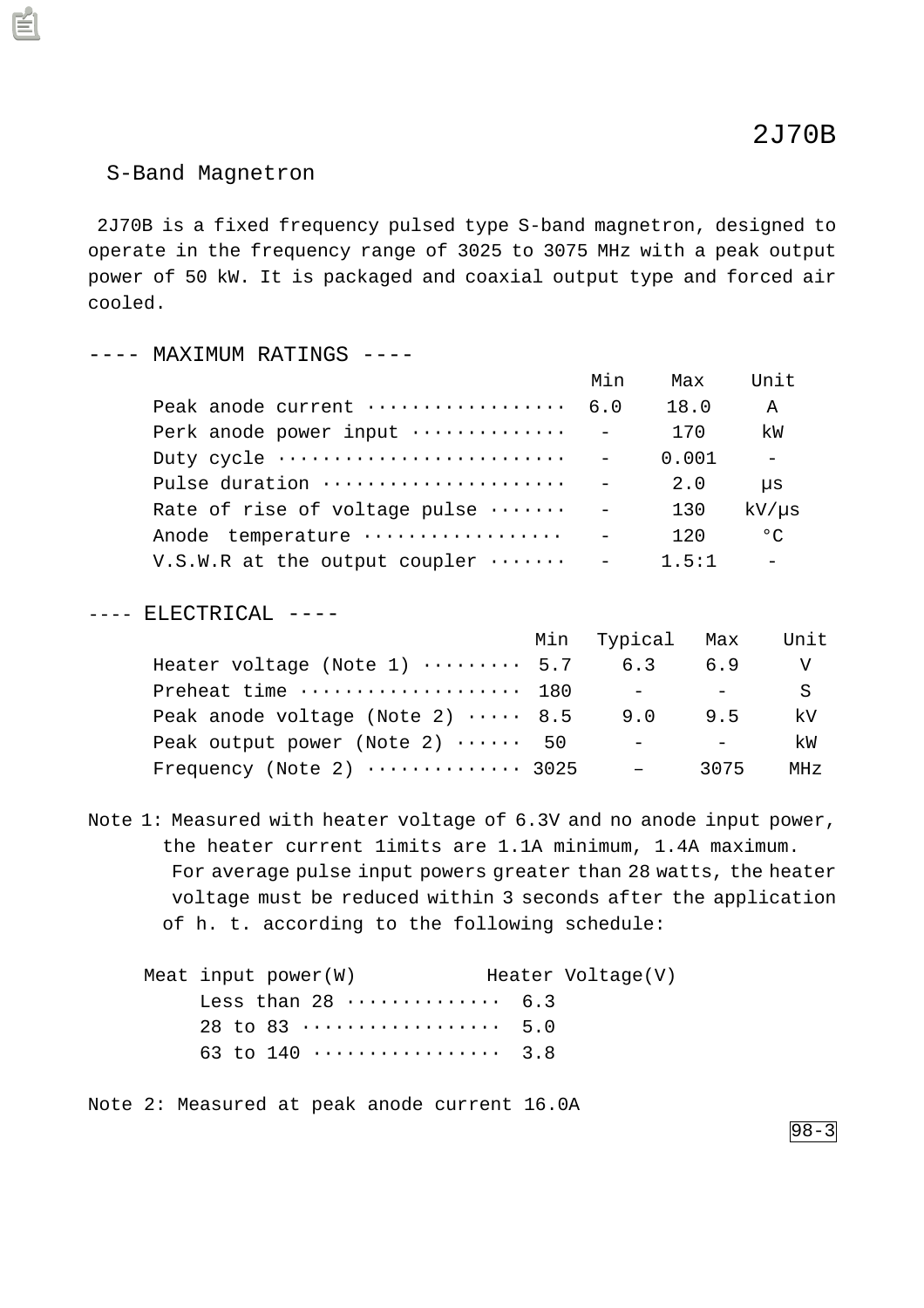# 2J70B

## S-Band Magnetron

2J70B is a fixed frequency pulsed type S-band magnetron, designed to operate in the frequency range of 3025 to 3075 MHz with a peak output power of 50 kW. It is packaged and coaxial output type and forced air cooled.

## ---- MAXIMUM RATINGS ----

| | Min | Max | Unit |
|---|---|---|---|
| Peak anode current | 6.0 | 18.0 | A |
| Perk anode power input | - | 170 | kW |
| Duty cycle | - | 0.001 | - |
| Pulse duration | - | 2.0 | μs |
| Rate of rise of voltage pulse | - | 130 | kV/μs |
| Anode temperature | - | 120 | °C |
| V.S.W.R at the output coupler | - | 1.5:1 | - |

## ---- ELECTRICAL ----

| | Min | Typical | Max | Unit |
|---|---|---|---|---|
| Heater voltage (Note 1) | 5.7 | 6.3 | 6.9 | V |
| Preheat time | 180 | - | - | S |
| Peak anode voltage (Note 2) | 8.5 | 9.0 | 9.5 | kV |
| Peak output power (Note 2) | 50 | - | - | kW |
| Frequency (Note 2) | 3025 | – | 3075 | MHz |

Note 1: Measured with heater voltage of 6.3V and no anode input power, the heater current 1imits are 1.1A minimum, 1.4A maximum. For average pulse input powers greater than 28 watts, the heater voltage must be reduced within 3 seconds after the application of h. t. according to the following schedule:

| Meat input power(W) | Heater Voltage(V) |
|---|---|
| Less than 28 | 6.3 |
| 28 to 83 | 5.0 |
| 63 to 140 | 3.8 |

Note 2: Measured at peak anode current 16.0A

98-3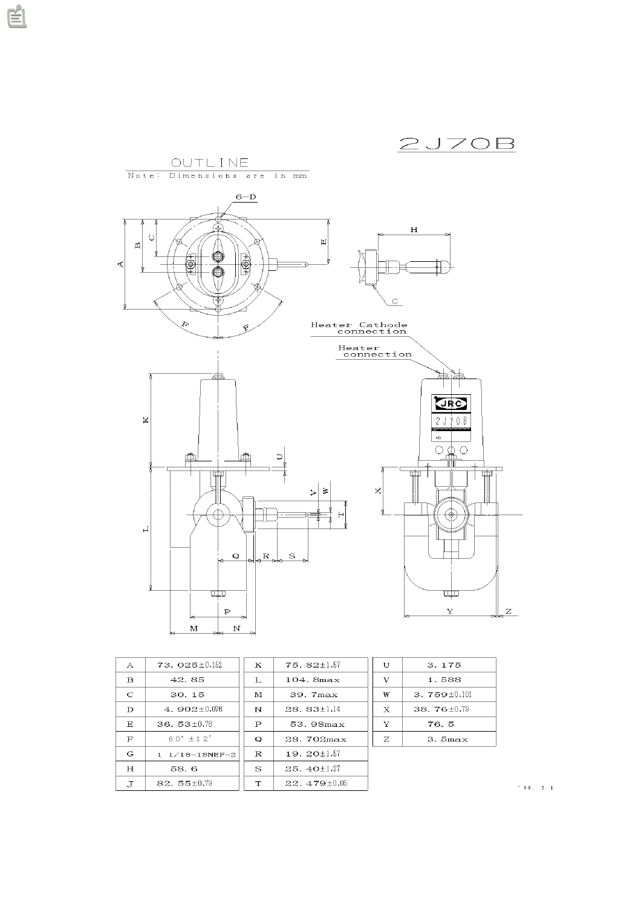# 2J70B

## OUTLINE

Note: Dimensions are in mm

6-D

Heater Cathode connection

Heater connection

JRC

2J70B

NO

| | | | | | | | |
|---|---|---|---|---|---|---|---|
| A | 73.025±0.152 | K | 75.82±1.57 | U | 3.175 | | |
| B | 42.85 | L | 104.8max | V | 1.588 | | |
| C | 30.15 | M | 39.7max | W | 3.759±0.101 | | |
| D | 4.902±0.076 | N | 28.83±1.14 | X | 38.76±0.79 | | |
| E | 36.53±0.78 | P | 53.98max | Y | 76.5 | | |
| F | 60°±12′ | Q | 28.702max | Z | 3.5max | | |
| G | 1 1/18-18NEF-2 | R | 19.20±1.57 | | | | |
| H | 58.6 | S | 25.40±1.27 | | | | |
| J | 82.55±0.79 | T | 22.479±0.05 | | | | |

'98. 3. 1